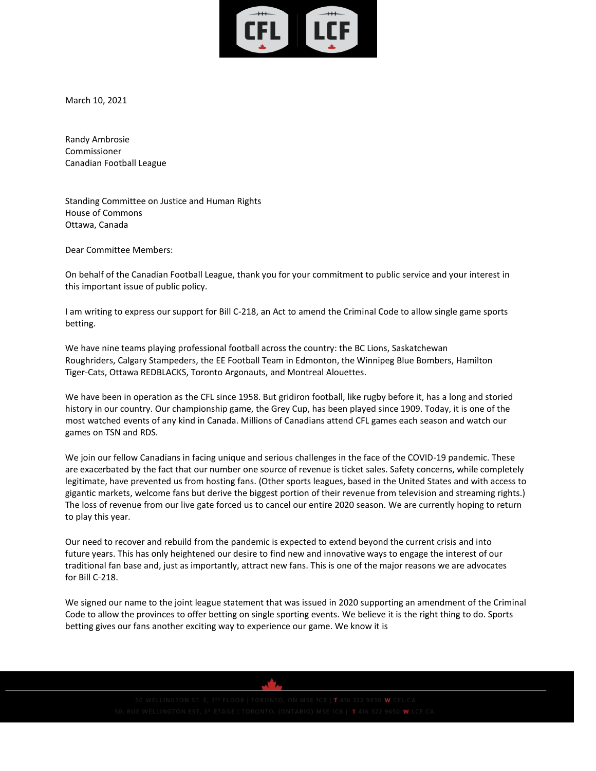March 10, 2021

Randy Ambrosie
Commissioner
Canadian Football League

Standing Committee on Justice and Human Rights
House of Commons
Ottawa, Canada

Dear Committee Members:

On behalf of the Canadian Football League, thank you for your commitment to public service and your interest in this important issue of public policy.

I am writing to express our support for Bill C-218, an Act to amend the Criminal Code to allow single game sports betting.

We have nine teams playing professional football across the country: the BC Lions, Saskatchewan Roughriders, Calgary Stampeders, the EE Football Team in Edmonton, the Winnipeg Blue Bombers, Hamilton Tiger-Cats, Ottawa REDBLACKS, Toronto Argonauts, and Montreal Alouettes.

We have been in operation as the CFL since 1958. But gridiron football, like rugby before it, has a long and storied history in our country. Our championship game, the Grey Cup, has been played since 1909. Today, it is one of the most watched events of any kind in Canada. Millions of Canadians attend CFL games each season and watch our games on TSN and RDS.

We join our fellow Canadians in facing unique and serious challenges in the face of the COVID-19 pandemic. These are exacerbated by the fact that our number one source of revenue is ticket sales. Safety concerns, while completely legitimate, have prevented us from hosting fans. (Other sports leagues, based in the United States and with access to gigantic markets, welcome fans but derive the biggest portion of their revenue from television and streaming rights.) The loss of revenue from our live gate forced us to cancel our entire 2020 season. We are currently hoping to return to play this year.

Our need to recover and rebuild from the pandemic is expected to extend beyond the current crisis and into future years. This has only heightened our desire to find new and innovative ways to engage the interest of our traditional fan base and, just as importantly, attract new fans. This is one of the major reasons we are advocates for Bill C-218.

We signed our name to the joint league statement that was issued in 2020 supporting an amendment of the Criminal Code to allow the provinces to offer betting on single sporting events. We believe it is the right thing to do. Sports betting gives our fans another exciting way to experience our game. We know it is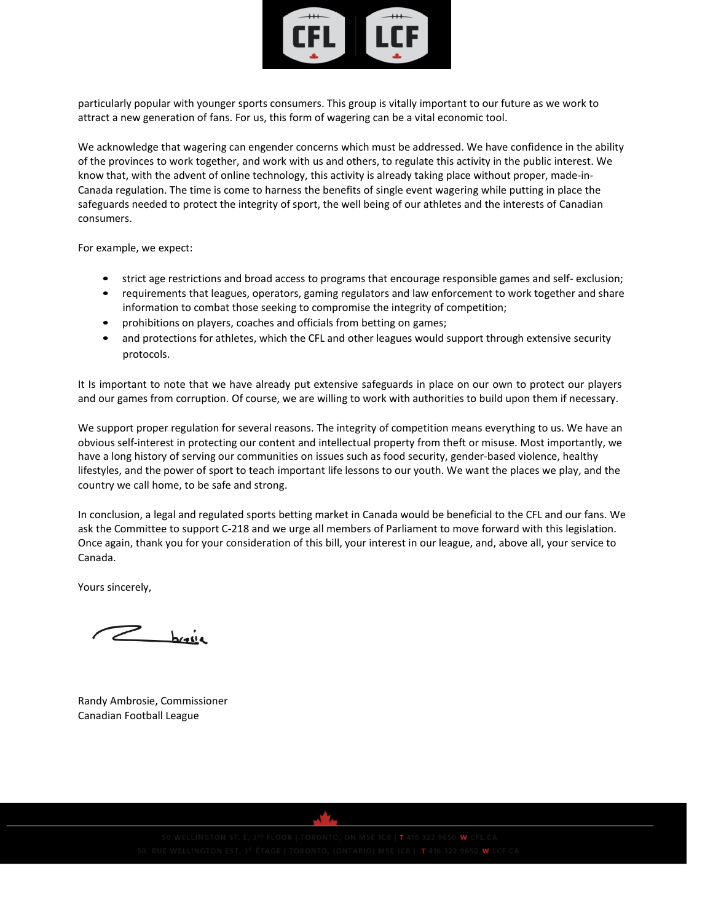particularly popular with younger sports consumers. This group is vitally important to our future as we work to attract a new generation of fans. For us, this form of wagering can be a vital economic tool.

We acknowledge that wagering can engender concerns which must be addressed. We have confidence in the ability of the provinces to work together, and work with us and others, to regulate this activity in the public interest. We know that, with the advent of online technology, this activity is already taking place without proper, made-in-Canada regulation. The time is come to harness the benefits of single event wagering while putting in place the safeguards needed to protect the integrity of sport, the well being of our athletes and the interests of Canadian consumers.

For example, we expect:

- strict age restrictions and broad access to programs that encourage responsible games and self- exclusion;
- requirements that leagues, operators, gaming regulators and law enforcement to work together and share information to combat those seeking to compromise the integrity of competition;
- prohibitions on players, coaches and officials from betting on games;
- and protections for athletes, which the CFL and other leagues would support through extensive security protocols.

It Is important to note that we have already put extensive safeguards in place on our own to protect our players and our games from corruption. Of course, we are willing to work with authorities to build upon them if necessary.

We support proper regulation for several reasons. The integrity of competition means everything to us. We have an obvious self-interest in protecting our content and intellectual property from theft or misuse. Most importantly, we have a long history of serving our communities on issues such as food security, gender-based violence, healthy lifestyles, and the power of sport to teach important life lessons to our youth. We want the places we play, and the country we call home, to be safe and strong.

In conclusion, a legal and regulated sports betting market in Canada would be beneficial to the CFL and our fans. We ask the Committee to support C-218 and we urge all members of Parliament to move forward with this legislation. Once again, thank you for your consideration of this bill, your interest in our league, and, above all, your service to Canada.

Yours sincerely,

Randy Ambrosie, Commissioner
Canadian Football League